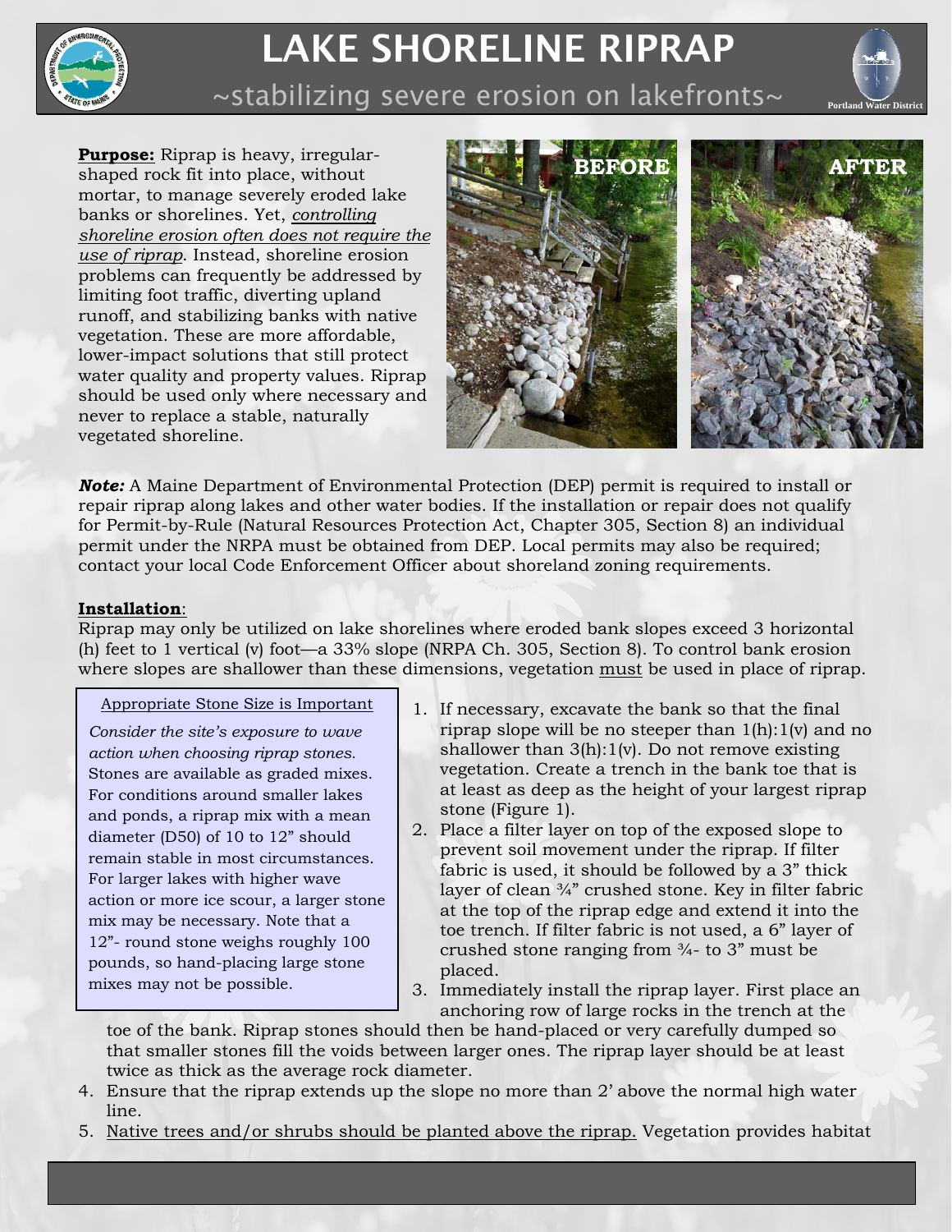# LAKE SHORELINE RIPRAP

## ~stabilizing severe erosion on lakefronts~

**Purpose:** Riprap is heavy, irregular-shaped rock fit into place, without mortar, to manage severely eroded lake banks or shorelines. Yet, *controlling shoreline erosion often does not require the use of riprap*. Instead, shoreline erosion problems can frequently be addressed by limiting foot traffic, diverting upland runoff, and stabilizing banks with native vegetation. These are more affordable, lower-impact solutions that still protect water quality and property values. Riprap should be used only where necessary and never to replace a stable, naturally vegetated shoreline.

**BEFORE** **AFTER**

***Note:*** A Maine Department of Environmental Protection (DEP) permit is required to install or repair riprap along lakes and other water bodies. If the installation or repair does not qualify for Permit-by-Rule (Natural Resources Protection Act, Chapter 305, Section 8) an individual permit under the NRPA must be obtained from DEP. Local permits may also be required; contact your local Code Enforcement Officer about shoreland zoning requirements.

**Installation**:

Riprap may only be utilized on lake shorelines where eroded bank slopes exceed 3 horizontal (h) feet to 1 vertical (v) foot—a 33% slope (NRPA Ch. 305, Section 8). To control bank erosion where slopes are shallower than these dimensions, vegetation must be used in place of riprap.

> Appropriate Stone Size is Important
>
> *Consider the site's exposure to wave action when choosing riprap stones.* Stones are available as graded mixes. For conditions around smaller lakes and ponds, a riprap mix with a mean diameter (D50) of 10 to 12" should remain stable in most circumstances. For larger lakes with higher wave action or more ice scour, a larger stone mix may be necessary. Note that a 12"- round stone weighs roughly 100 pounds, so hand-placing large stone mixes may not be possible.

1. If necessary, excavate the bank so that the final riprap slope will be no steeper than 1(h):1(v) and no shallower than 3(h):1(v). Do not remove existing vegetation. Create a trench in the bank toe that is at least as deep as the height of your largest riprap stone (Figure 1).
2. Place a filter layer on top of the exposed slope to prevent soil movement under the riprap. If filter fabric is used, it should be followed by a 3" thick layer of clean ¾" crushed stone. Key in filter fabric at the top of the riprap edge and extend it into the toe trench. If filter fabric is not used, a 6" layer of crushed stone ranging from ¾- to 3" must be placed.
3. Immediately install the riprap layer. First place an anchoring row of large rocks in the trench at the toe of the bank. Riprap stones should then be hand-placed or very carefully dumped so that smaller stones fill the voids between larger ones. The riprap layer should be at least twice as thick as the average rock diameter.
4. Ensure that the riprap extends up the slope no more than 2' above the normal high water line.
5. Native trees and/or shrubs should be planted above the riprap. Vegetation provides habitat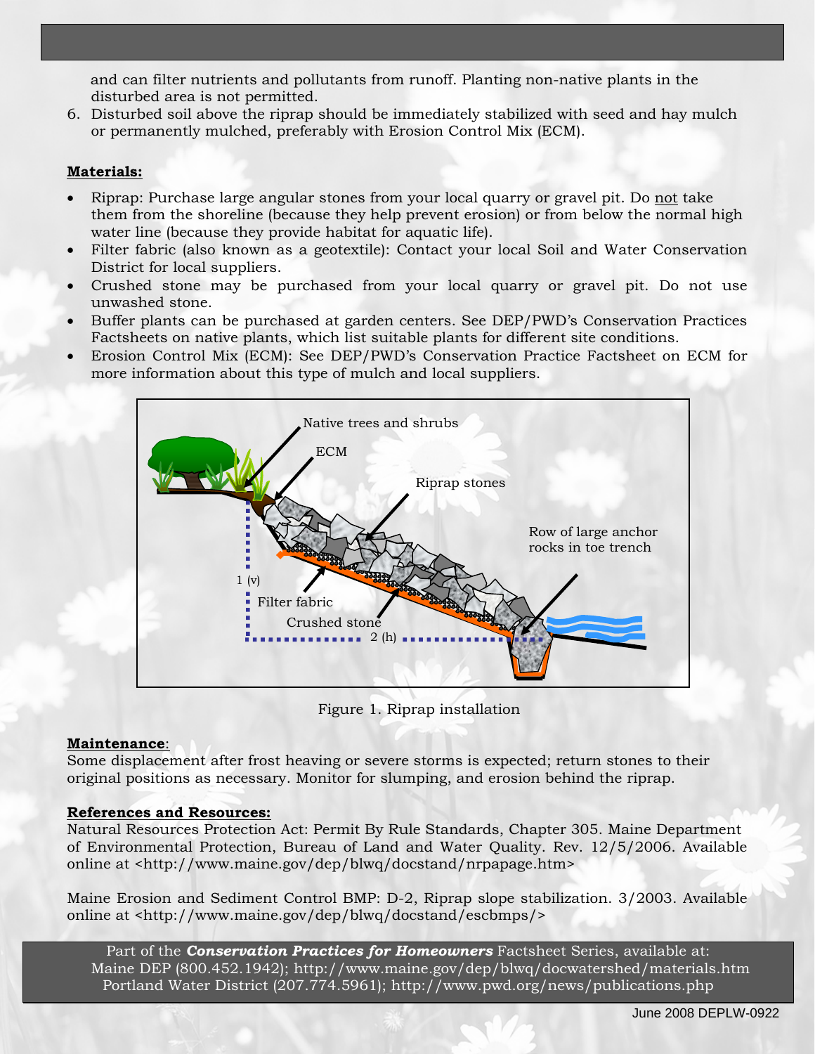and can filter nutrients and pollutants from runoff. Planting non-native plants in the disturbed area is not permitted.

6. Disturbed soil above the riprap should be immediately stabilized with seed and hay mulch or permanently mulched, preferably with Erosion Control Mix (ECM).

**Materials:**

- Riprap: Purchase large angular stones from your local quarry or gravel pit. Do not take them from the shoreline (because they help prevent erosion) or from below the normal high water line (because they provide habitat for aquatic life).
- Filter fabric (also known as a geotextile): Contact your local Soil and Water Conservation District for local suppliers.
- Crushed stone may be purchased from your local quarry or gravel pit. Do not use unwashed stone.
- Buffer plants can be purchased at garden centers. See DEP/PWD's Conservation Practices Factsheets on native plants, which list suitable plants for different site conditions.
- Erosion Control Mix (ECM): See DEP/PWD's Conservation Practice Factsheet on ECM for more information about this type of mulch and local suppliers.

Native trees and shrubs

ECM

Riprap stones

Row of large anchor rocks in toe trench

1 (v)

Filter fabric

Crushed stone

2 (h)

Figure 1. Riprap installation

**Maintenance**:

Some displacement after frost heaving or severe storms is expected; return stones to their original positions as necessary. Monitor for slumping, and erosion behind the riprap.

**References and Resources:**

Natural Resources Protection Act: Permit By Rule Standards, Chapter 305. Maine Department of Environmental Protection, Bureau of Land and Water Quality. Rev. 12/5/2006. Available online at <http://www.maine.gov/dep/blwq/docstand/nrpapage.htm>

Maine Erosion and Sediment Control BMP: D-2, Riprap slope stabilization. 3/2003. Available online at <http://www.maine.gov/dep/blwq/docstand/escbmps/>

Part of the ***Conservation Practices for Homeowners*** Factsheet Series, available at:
Maine DEP (800.452.1942); http://www.maine.gov/dep/blwq/docwatershed/materials.htm
Portland Water District (207.774.5961); http://www.pwd.org/news/publications.php

June 2008 DEPLW-0922